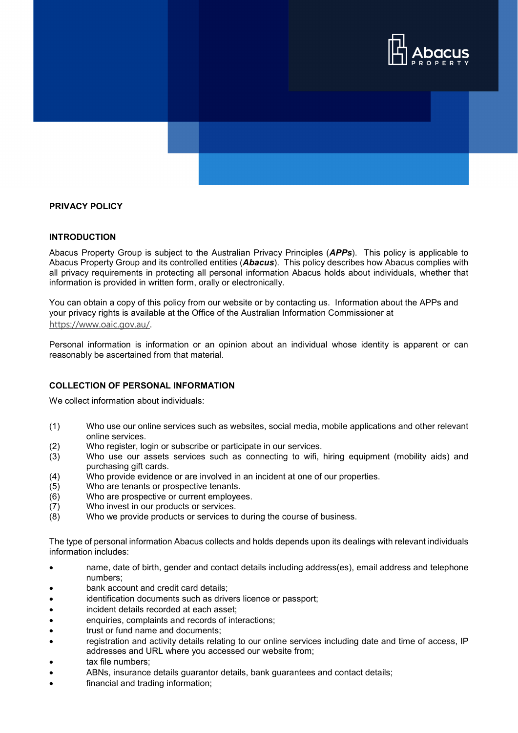# PRIVACY POLICY

## INTRODUCTION

Abacus Property Group is subject to the Australian Privacy Principles (***APPs***). This policy is applicable to Abacus Property Group and its controlled entities (***Abacus***). This policy describes how Abacus complies with all privacy requirements in protecting all personal information Abacus holds about individuals, whether that information is provided in written form, orally or electronically.

You can obtain a copy of this policy from our website or by contacting us. Information about the APPs and your privacy rights is available at the Office of the Australian Information Commissioner at https://www.oaic.gov.au/.

Personal information is information or an opinion about an individual whose identity is apparent or can reasonably be ascertained from that material.

## COLLECTION OF PERSONAL INFORMATION

We collect information about individuals:

(1) Who use our online services such as websites, social media, mobile applications and other relevant online services.
(2) Who register, login or subscribe or participate in our services.
(3) Who use our assets services such as connecting to wifi, hiring equipment (mobility aids) and purchasing gift cards.
(4) Who provide evidence or are involved in an incident at one of our properties.
(5) Who are tenants or prospective tenants.
(6) Who are prospective or current employees.
(7) Who invest in our products or services.
(8) Who we provide products or services to during the course of business.

The type of personal information Abacus collects and holds depends upon its dealings with relevant individuals information includes:

- name, date of birth, gender and contact details including address(es), email address and telephone numbers;
- bank account and credit card details;
- identification documents such as drivers licence or passport;
- incident details recorded at each asset;
- enquiries, complaints and records of interactions;
- trust or fund name and documents;
- registration and activity details relating to our online services including date and time of access, IP addresses and URL where you accessed our website from;
- tax file numbers;
- ABNs, insurance details guarantor details, bank guarantees and contact details;
- financial and trading information;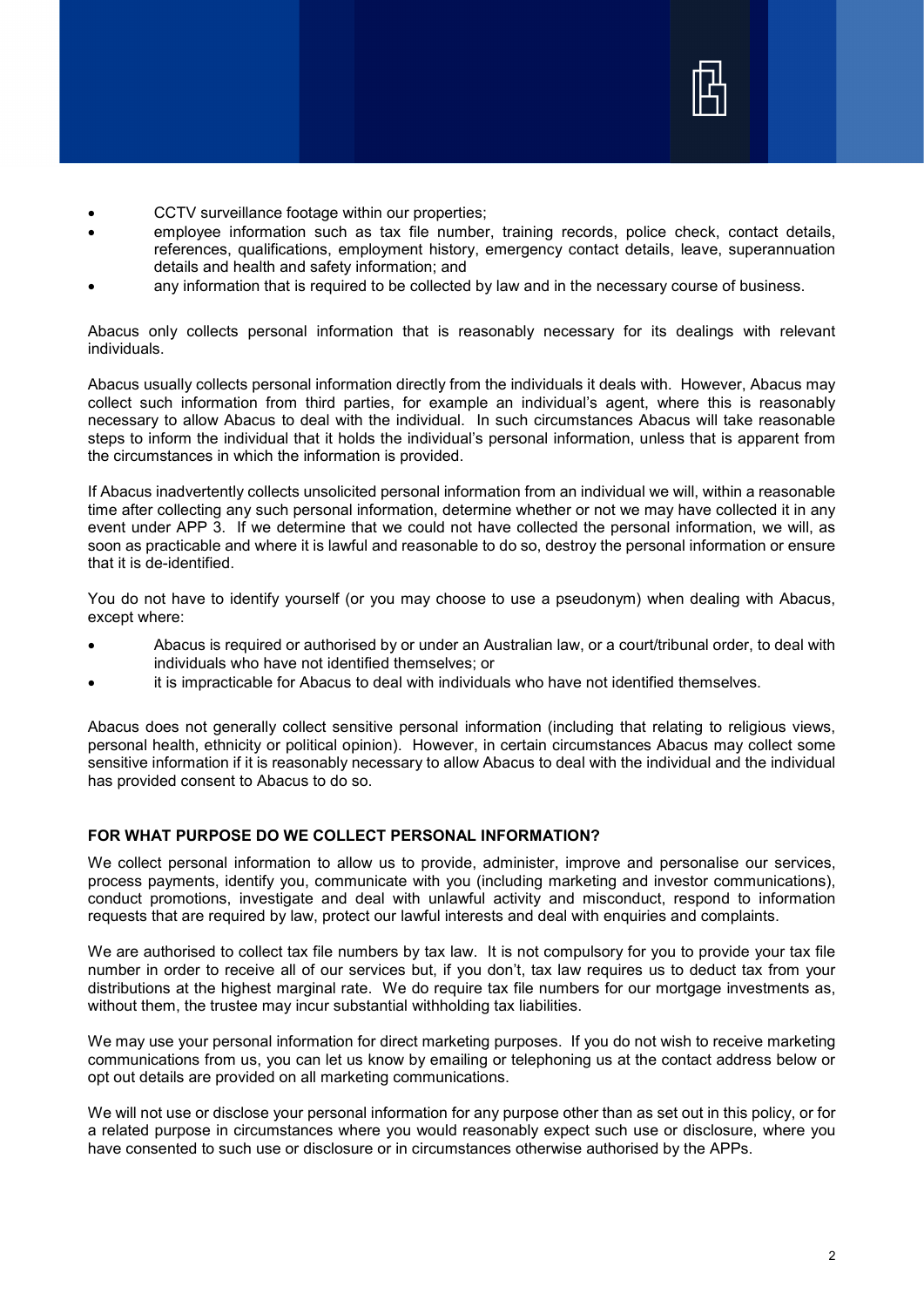- CCTV surveillance footage within our properties;
- employee information such as tax file number, training records, police check, contact details, references, qualifications, employment history, emergency contact details, leave, superannuation details and health and safety information; and
- any information that is required to be collected by law and in the necessary course of business.

Abacus only collects personal information that is reasonably necessary for its dealings with relevant individuals.

Abacus usually collects personal information directly from the individuals it deals with. However, Abacus may collect such information from third parties, for example an individual's agent, where this is reasonably necessary to allow Abacus to deal with the individual. In such circumstances Abacus will take reasonable steps to inform the individual that it holds the individual's personal information, unless that is apparent from the circumstances in which the information is provided.

If Abacus inadvertently collects unsolicited personal information from an individual we will, within a reasonable time after collecting any such personal information, determine whether or not we may have collected it in any event under APP 3. If we determine that we could not have collected the personal information, we will, as soon as practicable and where it is lawful and reasonable to do so, destroy the personal information or ensure that it is de-identified.

You do not have to identify yourself (or you may choose to use a pseudonym) when dealing with Abacus, except where:

- Abacus is required or authorised by or under an Australian law, or a court/tribunal order, to deal with individuals who have not identified themselves; or
- it is impracticable for Abacus to deal with individuals who have not identified themselves.

Abacus does not generally collect sensitive personal information (including that relating to religious views, personal health, ethnicity or political opinion). However, in certain circumstances Abacus may collect some sensitive information if it is reasonably necessary to allow Abacus to deal with the individual and the individual has provided consent to Abacus to do so.

## FOR WHAT PURPOSE DO WE COLLECT PERSONAL INFORMATION?

We collect personal information to allow us to provide, administer, improve and personalise our services, process payments, identify you, communicate with you (including marketing and investor communications), conduct promotions, investigate and deal with unlawful activity and misconduct, respond to information requests that are required by law, protect our lawful interests and deal with enquiries and complaints.

We are authorised to collect tax file numbers by tax law. It is not compulsory for you to provide your tax file number in order to receive all of our services but, if you don't, tax law requires us to deduct tax from your distributions at the highest marginal rate. We do require tax file numbers for our mortgage investments as, without them, the trustee may incur substantial withholding tax liabilities.

We may use your personal information for direct marketing purposes. If you do not wish to receive marketing communications from us, you can let us know by emailing or telephoning us at the contact address below or opt out details are provided on all marketing communications.

We will not use or disclose your personal information for any purpose other than as set out in this policy, or for a related purpose in circumstances where you would reasonably expect such use or disclosure, where you have consented to such use or disclosure or in circumstances otherwise authorised by the APPs.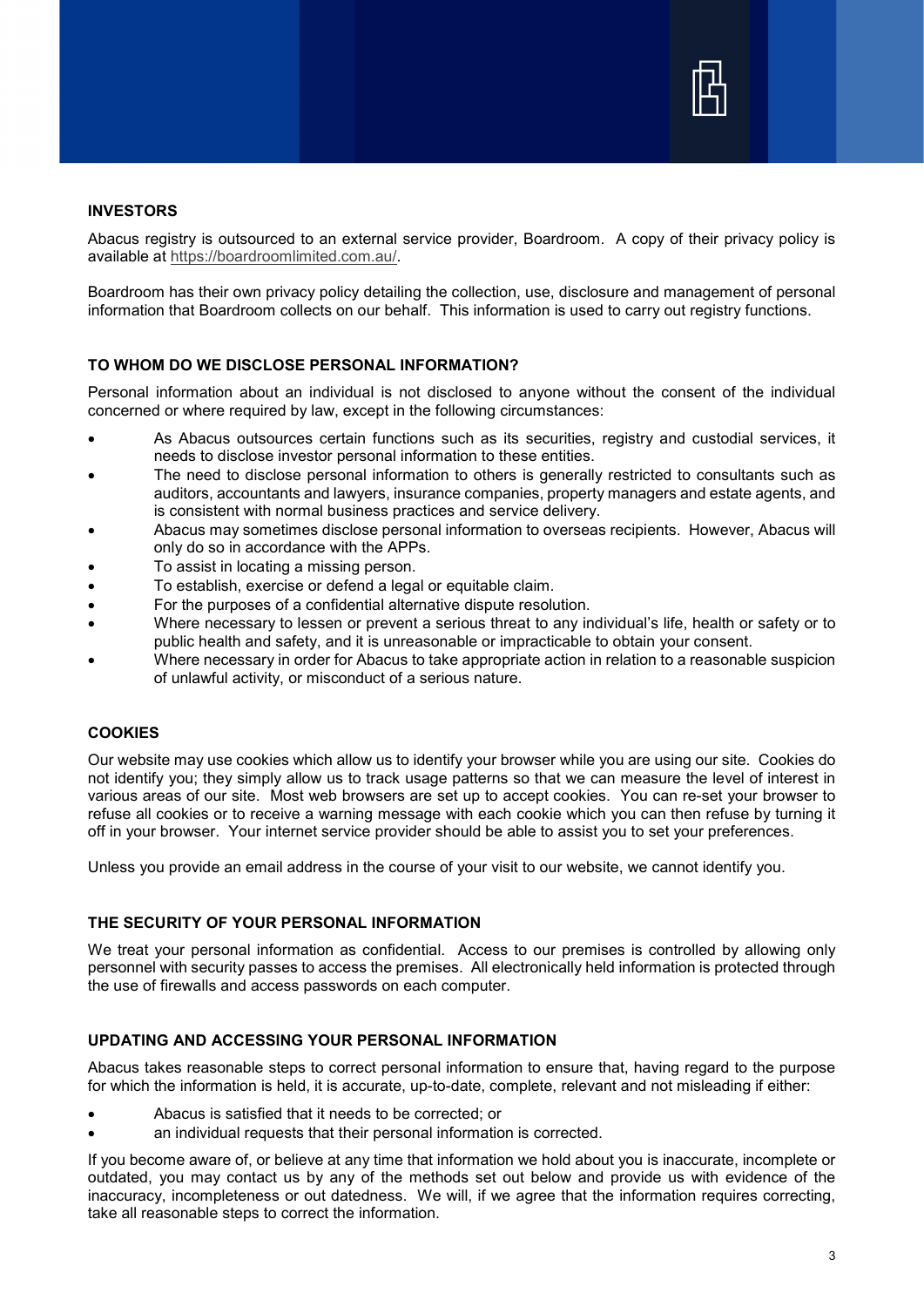## INVESTORS

Abacus registry is outsourced to an external service provider, Boardroom. A copy of their privacy policy is available at https://boardroomlimited.com.au/.

Boardroom has their own privacy policy detailing the collection, use, disclosure and management of personal information that Boardroom collects on our behalf. This information is used to carry out registry functions.

## TO WHOM DO WE DISCLOSE PERSONAL INFORMATION?

Personal information about an individual is not disclosed to anyone without the consent of the individual concerned or where required by law, except in the following circumstances:

- As Abacus outsources certain functions such as its securities, registry and custodial services, it needs to disclose investor personal information to these entities.
- The need to disclose personal information to others is generally restricted to consultants such as auditors, accountants and lawyers, insurance companies, property managers and estate agents, and is consistent with normal business practices and service delivery.
- Abacus may sometimes disclose personal information to overseas recipients. However, Abacus will only do so in accordance with the APPs.
- To assist in locating a missing person.
- To establish, exercise or defend a legal or equitable claim.
- For the purposes of a confidential alternative dispute resolution.
- Where necessary to lessen or prevent a serious threat to any individual's life, health or safety or to public health and safety, and it is unreasonable or impracticable to obtain your consent.
- Where necessary in order for Abacus to take appropriate action in relation to a reasonable suspicion of unlawful activity, or misconduct of a serious nature.

## COOKIES

Our website may use cookies which allow us to identify your browser while you are using our site. Cookies do not identify you; they simply allow us to track usage patterns so that we can measure the level of interest in various areas of our site. Most web browsers are set up to accept cookies. You can re-set your browser to refuse all cookies or to receive a warning message with each cookie which you can then refuse by turning it off in your browser. Your internet service provider should be able to assist you to set your preferences.

Unless you provide an email address in the course of your visit to our website, we cannot identify you.

## THE SECURITY OF YOUR PERSONAL INFORMATION

We treat your personal information as confidential. Access to our premises is controlled by allowing only personnel with security passes to access the premises. All electronically held information is protected through the use of firewalls and access passwords on each computer.

## UPDATING AND ACCESSING YOUR PERSONAL INFORMATION

Abacus takes reasonable steps to correct personal information to ensure that, having regard to the purpose for which the information is held, it is accurate, up-to-date, complete, relevant and not misleading if either:

- Abacus is satisfied that it needs to be corrected; or
- an individual requests that their personal information is corrected.

If you become aware of, or believe at any time that information we hold about you is inaccurate, incomplete or outdated, you may contact us by any of the methods set out below and provide us with evidence of the inaccuracy, incompleteness or out datedness. We will, if we agree that the information requires correcting, take all reasonable steps to correct the information.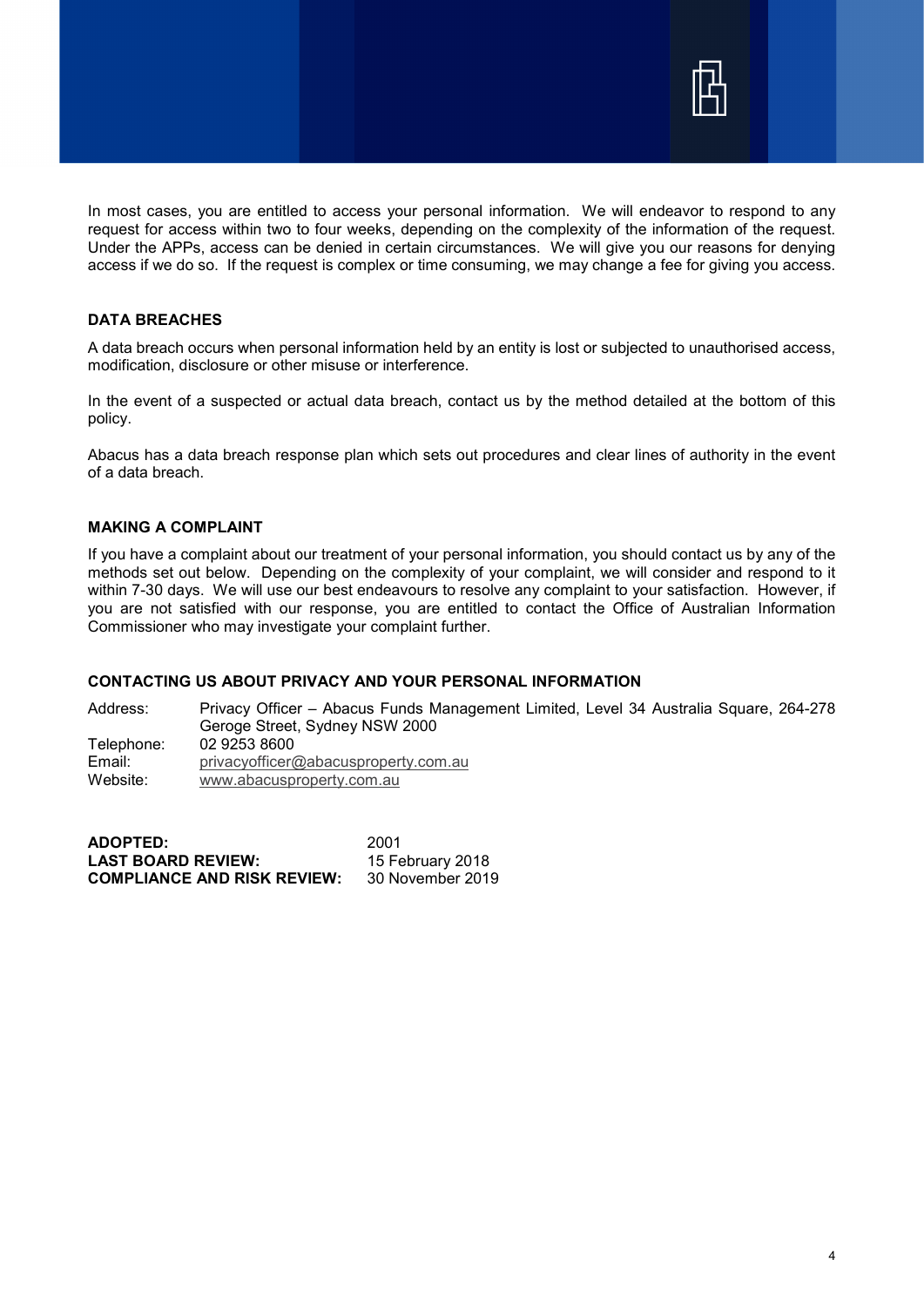In most cases, you are entitled to access your personal information. We will endeavor to respond to any request for access within two to four weeks, depending on the complexity of the information of the request. Under the APPs, access can be denied in certain circumstances. We will give you our reasons for denying access if we do so. If the request is complex or time consuming, we may change a fee for giving you access.

### DATA BREACHES

A data breach occurs when personal information held by an entity is lost or subjected to unauthorised access, modification, disclosure or other misuse or interference.

In the event of a suspected or actual data breach, contact us by the method detailed at the bottom of this policy.

Abacus has a data breach response plan which sets out procedures and clear lines of authority in the event of a data breach.

### MAKING A COMPLAINT

If you have a complaint about our treatment of your personal information, you should contact us by any of the methods set out below. Depending on the complexity of your complaint, we will consider and respond to it within 7-30 days. We will use our best endeavours to resolve any complaint to your satisfaction. However, if you are not satisfied with our response, you are entitled to contact the Office of Australian Information Commissioner who may investigate your complaint further.

### CONTACTING US ABOUT PRIVACY AND YOUR PERSONAL INFORMATION

| | |
|---|---|
| Address: | Privacy Officer – Abacus Funds Management Limited, Level 34 Australia Square, 264-278 Geroge Street, Sydney NSW 2000 |
| Telephone: | 02 9253 8600 |
| Email: | privacyofficer@abacusproperty.com.au |
| Website: | www.abacusproperty.com.au |

| | |
|---|---|
| **ADOPTED:** | 2001 |
| **LAST BOARD REVIEW:** | 15 February 2018 |
| **COMPLIANCE AND RISK REVIEW:** | 30 November 2019 |